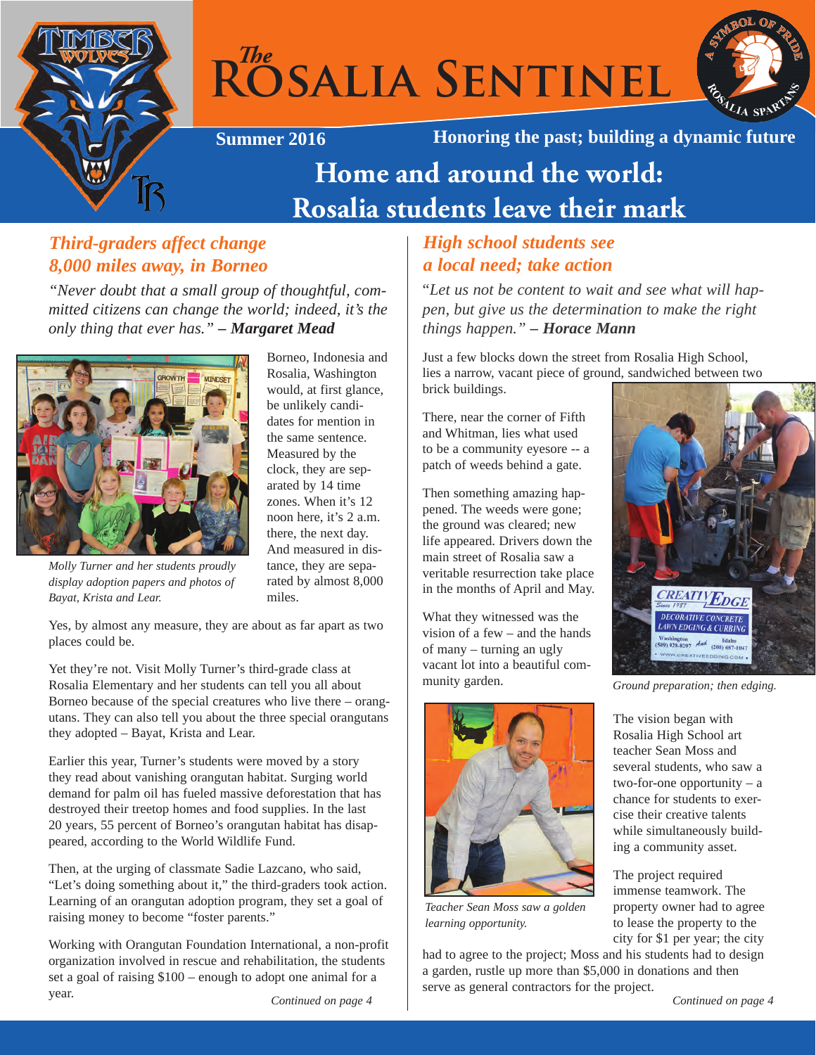# The Rosalia Sentinel

**Summer 2016** — **Honoring the past; building a dynamic future**

# Home and around the world: Rosalia students leave their mark

## *Third-graders affect change 8,000 miles away, in Borneo*

*"Never doubt that a small group of thoughtful, committed citizens can change the world; indeed, it's the only thing that ever has." – **Margaret Mead***

*Molly Turner and her students proudly display adoption papers and photos of Bayat, Krista and Lear.*

Borneo, Indonesia and Rosalia, Washington would, at first glance, be unlikely candidates for mention in the same sentence. Measured by the clock, they are separated by 14 time zones. When it's 12 noon here, it's 2 a.m. there, the next day. And measured in distance, they are separated by almost 8,000 miles.

Yes, by almost any measure, they are about as far apart as two places could be.

Yet they're not. Visit Molly Turner's third-grade class at Rosalia Elementary and her students can tell you all about Borneo because of the special creatures who live there – orangutans. They can also tell you about the three special orangutans they adopted – Bayat, Krista and Lear.

Earlier this year, Turner's students were moved by a story they read about vanishing orangutan habitat. Surging world demand for palm oil has fueled massive deforestation that has destroyed their treetop homes and food supplies. In the last 20 years, 55 percent of Borneo's orangutan habitat has disappeared, according to the World Wildlife Fund.

Then, at the urging of classmate Sadie Lazcano, who said, "Let's doing something about it," the third-graders took action. Learning of an orangutan adoption program, they set a goal of raising money to become "foster parents."

Working with Orangutan Foundation International, a non-profit organization involved in rescue and rehabilitation, the students set a goal of raising $100 – enough to adopt one animal for a year.

*Continued on page 4*

## *High school students see a local need; take action*

"*Let us not be content to wait and see what will happen, but give us the determination to make the right things happen." – **Horace Mann***

Just a few blocks down the street from Rosalia High School, lies a narrow, vacant piece of ground, sandwiched between two brick buildings.

There, near the corner of Fifth and Whitman, lies what used to be a community eyesore -- a patch of weeds behind a gate.

Then something amazing happened. The weeds were gone; the ground was cleared; new life appeared. Drivers down the main street of Rosalia saw a veritable resurrection take place in the months of April and May.

What they witnessed was the vision of a few – and the hands of many – turning an ugly vacant lot into a beautiful community garden.

*Ground preparation; then edging.*

*Teacher Sean Moss saw a golden learning opportunity.*

The vision began with Rosalia High School art teacher Sean Moss and several students, who saw a two-for-one opportunity – a chance for students to exercise their creative talents while simultaneously building a community asset.

The project required immense teamwork. The property owner had to agree to lease the property to the city for $1 per year; the city had to agree to the project; Moss and his students had to design a garden, rustle up more than $5,000 in donations and then serve as general contractors for the project.

*Continued on page 4*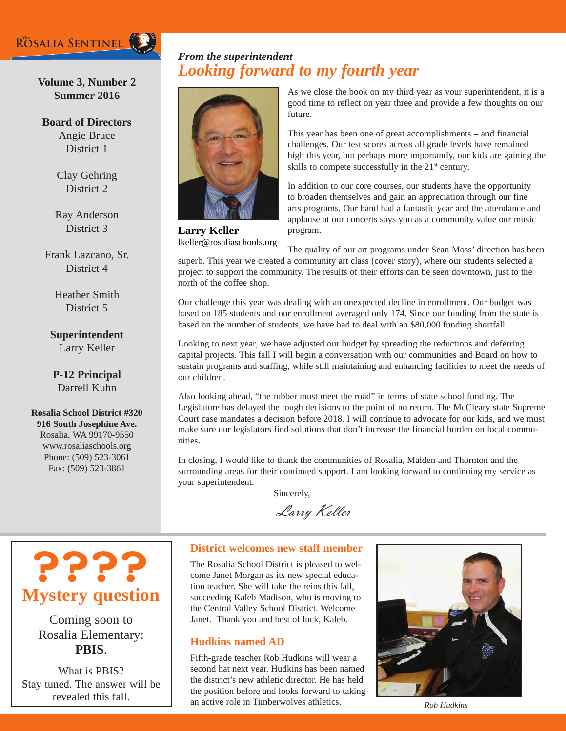The Rosalia Sentinel

**Volume 3, Number 2**
**Summer 2016**

**Board of Directors**
Angie Bruce
District 1

Clay Gehring
District 2

Ray Anderson
District 3

Frank Lazcano, Sr.
District 4

Heather Smith
District 5

**Superintendent**
Larry Keller

**P-12 Principal**
Darrell Kuhn

**Rosalia School District #320**
**916 South Josephine Ave.**
Rosalia, WA 99170-9550
www.rosaliaschools.org
Phone: (509) 523-3061
Fax: (509) 523-3861

*From the superintendent*

## *Looking forward to my fourth year*

**Larry Keller**
lkeller@rosaliaschools.org

As we close the book on my third year as your superintendent, it is a good time to reflect on year three and provide a few thoughts on our future.

This year has been one of great accomplishments – and financial challenges. Our test scores across all grade levels have remained high this year, but perhaps more importantly, our kids are gaining the skills to compete successfully in the 21st century.

In addition to our core courses, our students have the opportunity to broaden themselves and gain an appreciation through our fine arts programs. Our band had a fantastic year and the attendance and applause at our concerts says you as a community value our music program.

The quality of our art programs under Sean Moss' direction has been superb. This year we created a community art class (cover story), where our students selected a project to support the community. The results of their efforts can be seen downtown, just to the north of the coffee shop.

Our challenge this year was dealing with an unexpected decline in enrollment. Our budget was based on 185 students and our enrollment averaged only 174. Since our funding from the state is based on the number of students, we have had to deal with an $80,000 funding shortfall.

Looking to next year, we have adjusted our budget by spreading the reductions and deferring capital projects. This fall I will begin a conversation with our communities and Board on how to sustain programs and staffing, while still maintaining and enhancing facilities to meet the needs of our children.

Also looking ahead, "the rubber must meet the road" in terms of state school funding. The Legislature has delayed the tough decisions to the point of no return. The McCleary state Supreme Court case mandates a decision before 2018. I will continue to advocate for our kids, and we must make sure our legislators find solutions that don't increase the financial burden on local communities.

In closing, I would like to thank the communities of Rosalia, Malden and Thornton and the surrounding areas for their continued support. I am looking forward to continuing my service as your superintendent.

Sincerely,

*Larry Keller*

## ????
## Mystery question

Coming soon to Rosalia Elementary: **PBIS**.

What is PBIS?
Stay tuned. The answer will be revealed this fall.

### District welcomes new staff member

The Rosalia School District is pleased to welcome Janet Morgan as its new special education teacher. She will take the reins this fall, succeeding Kaleb Madison, who is moving to the Central Valley School District. Welcome Janet. Thank you and best of luck, Kaleb.

### Hudkins named AD

Fifth-grade teacher Rob Hudkins will wear a second hat next year. Hudkins has been named the district's new athletic director. He has held the position before and looks forward to taking an active role in Timberwolves athletics.

*Rob Hudkins*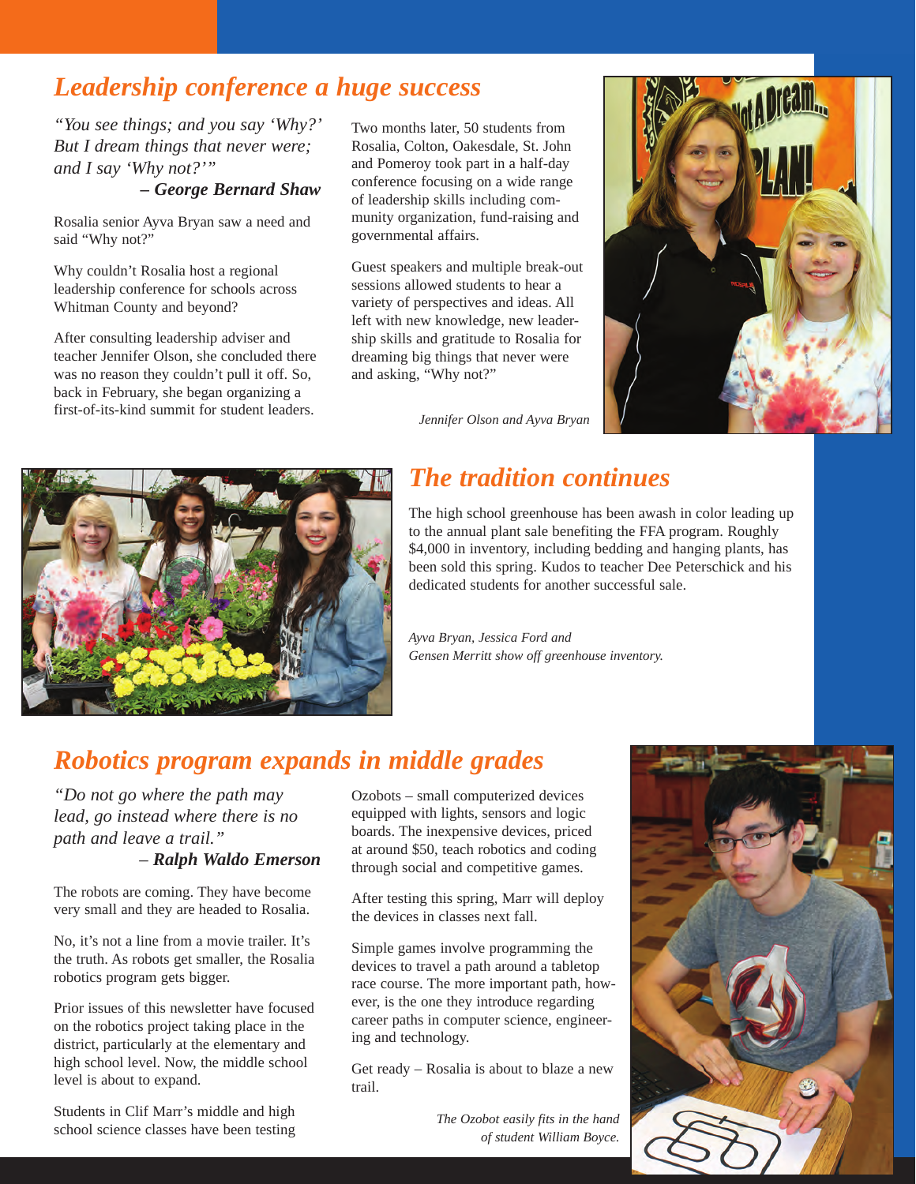## *Leadership conference a huge success*

*"You see things; and you say 'Why?' But I dream things that never were; and I say 'Why not?'"*
***– George Bernard Shaw***

Rosalia senior Ayva Bryan saw a need and said "Why not?"

Why couldn't Rosalia host a regional leadership conference for schools across Whitman County and beyond?

After consulting leadership adviser and teacher Jennifer Olson, she concluded there was no reason they couldn't pull it off. So, back in February, she began organizing a first-of-its-kind summit for student leaders.

Two months later, 50 students from Rosalia, Colton, Oakesdale, St. John and Pomeroy took part in a half-day conference focusing on a wide range of leadership skills including community organization, fund-raising and governmental affairs.

Guest speakers and multiple break-out sessions allowed students to hear a variety of perspectives and ideas. All left with new knowledge, new leadership skills and gratitude to Rosalia for dreaming big things that never were and asking, "Why not?"

*Jennifer Olson and Ayva Bryan*

## *The tradition continues*

The high school greenhouse has been awash in color leading up to the annual plant sale benefiting the FFA program. Roughly $4,000 in inventory, including bedding and hanging plants, has been sold this spring. Kudos to teacher Dee Peterschick and his dedicated students for another successful sale.

*Ayva Bryan, Jessica Ford and Gensen Merritt show off greenhouse inventory.*

## *Robotics program expands in middle grades*

*"Do not go where the path may lead, go instead where there is no path and leave a trail."*
– ***Ralph Waldo Emerson***

The robots are coming. They have become very small and they are headed to Rosalia.

No, it's not a line from a movie trailer. It's the truth. As robots get smaller, the Rosalia robotics program gets bigger.

Prior issues of this newsletter have focused on the robotics project taking place in the district, particularly at the elementary and high school level. Now, the middle school level is about to expand.

Students in Clif Marr's middle and high school science classes have been testing Ozobots – small computerized devices equipped with lights, sensors and logic boards. The inexpensive devices, priced at around $50, teach robotics and coding through social and competitive games.

After testing this spring, Marr will deploy the devices in classes next fall.

Simple games involve programming the devices to travel a path around a tabletop race course. The more important path, however, is the one they introduce regarding career paths in computer science, engineering and technology.

Get ready – Rosalia is about to blaze a new trail.

*The Ozobot easily fits in the hand of student William Boyce.*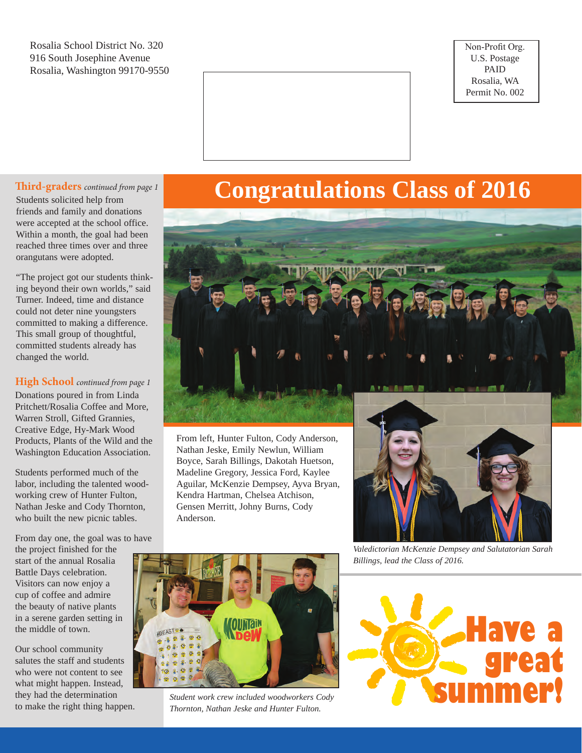Rosalia School District No. 320
916 South Josephine Avenue
Rosalia, Washington 99170-9550

Non-Profit Org.
U.S. Postage
PAID
Rosalia, WA
Permit No. 002

## Third-graders *continued from page 1*

Students solicited help from friends and family and donations were accepted at the school office. Within a month, the goal had been reached three times over and three orangutans were adopted.

"The project got our students thinking beyond their own worlds," said Turner. Indeed, time and distance could not deter nine youngsters committed to making a difference. This small group of thoughtful, committed students already has changed the world.

## High School *continued from page 1*

Donations poured in from Linda Pritchett/Rosalia Coffee and More, Warren Stroll, Gifted Grannies, Creative Edge, Hy-Mark Wood Products, Plants of the Wild and the Washington Education Association.

Students performed much of the labor, including the talented woodworking crew of Hunter Fulton, Nathan Jeske and Cody Thornton, who built the new picnic tables.

From day one, the goal was to have the project finished for the start of the annual Rosalia Battle Days celebration. Visitors can now enjoy a cup of coffee and admire the beauty of native plants in a serene garden setting in the middle of town.

Our school community salutes the staff and students who were not content to see what might happen. Instead, they had the determination to make the right thing happen.

*Student work crew included woodworkers Cody Thornton, Nathan Jeske and Hunter Fulton.*

# Congratulations Class of 2016

From left, Hunter Fulton, Cody Anderson, Nathan Jeske, Emily Newlun, William Boyce, Sarah Billings, Dakotah Huetson, Madeline Gregory, Jessica Ford, Kaylee Aguilar, McKenzie Dempsey, Ayva Bryan, Kendra Hartman, Chelsea Atchison, Gensen Merritt, Johny Burns, Cody Anderson.

*Valedictorian McKenzie Dempsey and Salutatorian Sarah Billings, lead the Class of 2016.*

Have a great summer!